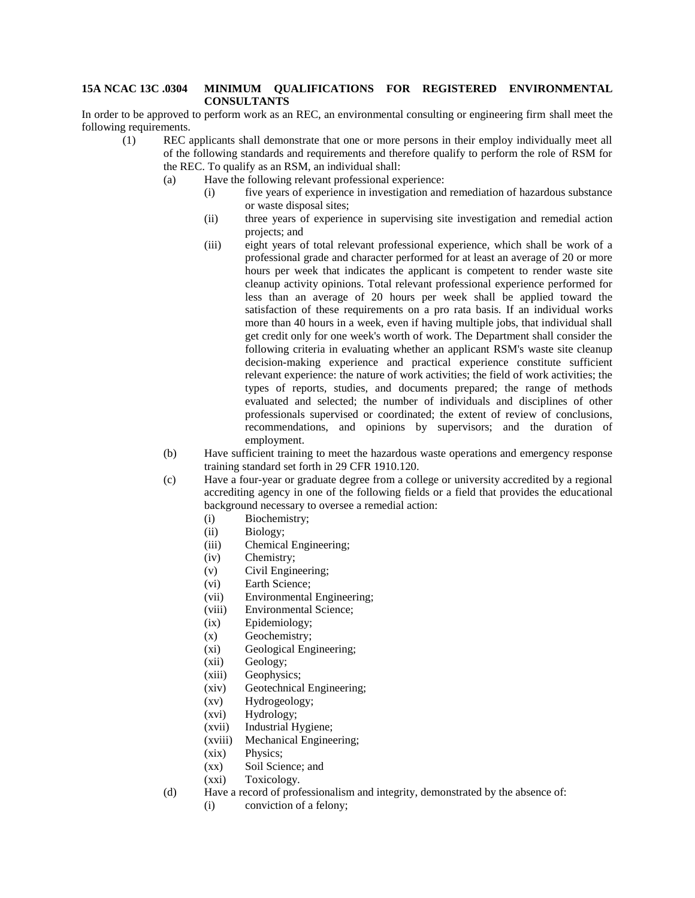**15A NCAC 13C .0304 MINIMUM QUALIFICATIONS FOR REGISTERED ENVIRONMENTAL CONSULTANTS**

In order to be approved to perform work as an REC, an environmental consulting or engineering firm shall meet the following requirements.

(1) REC applicants shall demonstrate that one or more persons in their employ individually meet all of the following standards and requirements and therefore qualify to perform the role of RSM for the REC. To qualify as an RSM, an individual shall:

(a) Have the following relevant professional experience:

(i) five years of experience in investigation and remediation of hazardous substance or waste disposal sites;

(ii) three years of experience in supervising site investigation and remedial action projects; and

(iii) eight years of total relevant professional experience, which shall be work of a professional grade and character performed for at least an average of 20 or more hours per week that indicates the applicant is competent to render waste site cleanup activity opinions. Total relevant professional experience performed for less than an average of 20 hours per week shall be applied toward the satisfaction of these requirements on a pro rata basis. If an individual works more than 40 hours in a week, even if having multiple jobs, that individual shall get credit only for one week's worth of work. The Department shall consider the following criteria in evaluating whether an applicant RSM's waste site cleanup decision-making experience and practical experience constitute sufficient relevant experience: the nature of work activities; the field of work activities; the types of reports, studies, and documents prepared; the range of methods evaluated and selected; the number of individuals and disciplines of other professionals supervised or coordinated; the extent of review of conclusions, recommendations, and opinions by supervisors; and the duration of employment.

(b) Have sufficient training to meet the hazardous waste operations and emergency response training standard set forth in 29 CFR 1910.120.

(c) Have a four-year or graduate degree from a college or university accredited by a regional accrediting agency in one of the following fields or a field that provides the educational background necessary to oversee a remedial action:

(i) Biochemistry;
(ii) Biology;
(iii) Chemical Engineering;
(iv) Chemistry;
(v) Civil Engineering;
(vi) Earth Science;
(vii) Environmental Engineering;
(viii) Environmental Science;
(ix) Epidemiology;
(x) Geochemistry;
(xi) Geological Engineering;
(xii) Geology;
(xiii) Geophysics;
(xiv) Geotechnical Engineering;
(xv) Hydrogeology;
(xvi) Hydrology;
(xvii) Industrial Hygiene;
(xviii) Mechanical Engineering;
(xix) Physics;
(xx) Soil Science; and
(xxi) Toxicology.

(d) Have a record of professionalism and integrity, demonstrated by the absence of:

(i) conviction of a felony;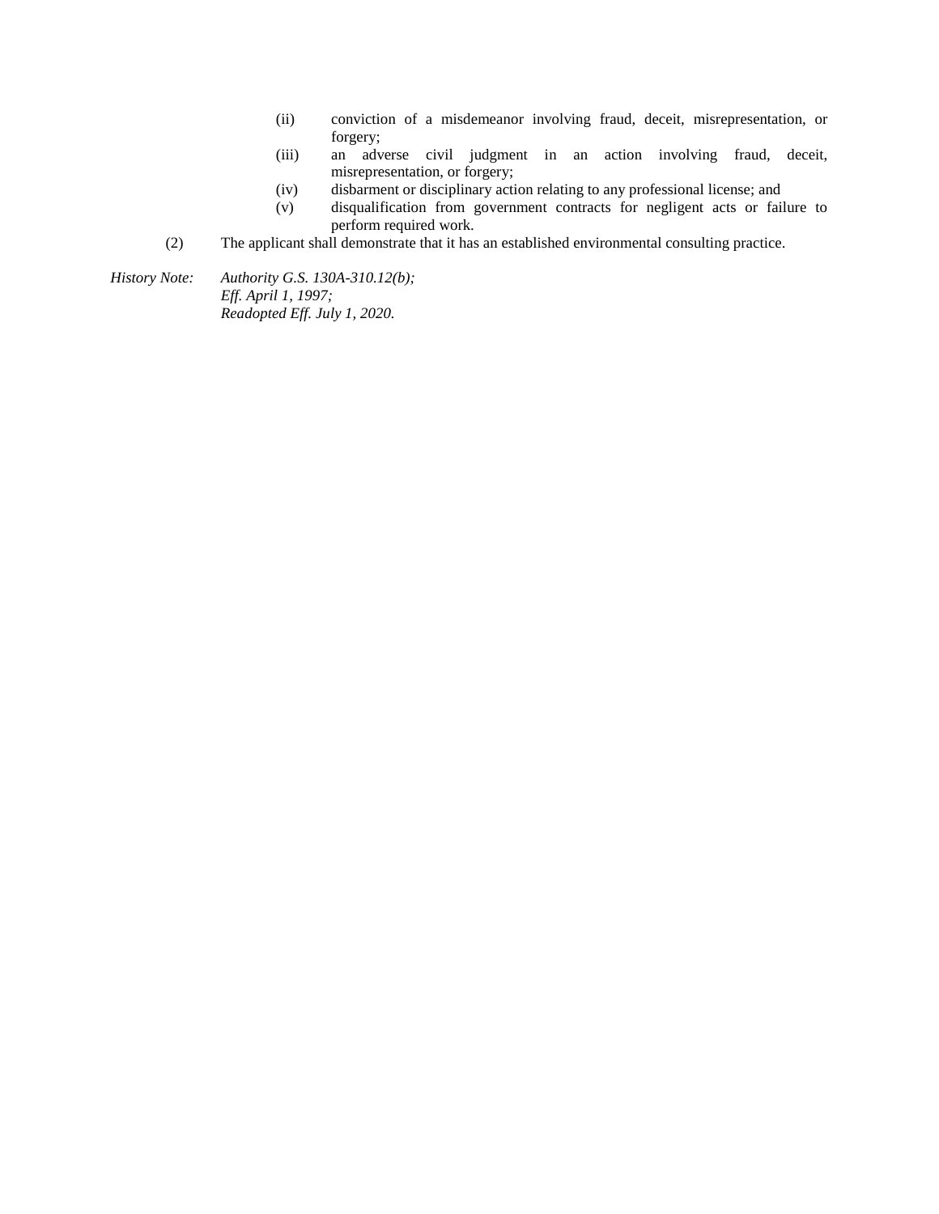(ii) conviction of a misdemeanor involving fraud, deceit, misrepresentation, or forgery;

(iii) an adverse civil judgment in an action involving fraud, deceit, misrepresentation, or forgery;

(iv) disbarment or disciplinary action relating to any professional license; and

(v) disqualification from government contracts for negligent acts or failure to perform required work.

(2) The applicant shall demonstrate that it has an established environmental consulting practice.

*History Note:* *Authority G.S. 130A-310.12(b);*
*Eff. April 1, 1997;*
*Readopted Eff. July 1, 2020.*